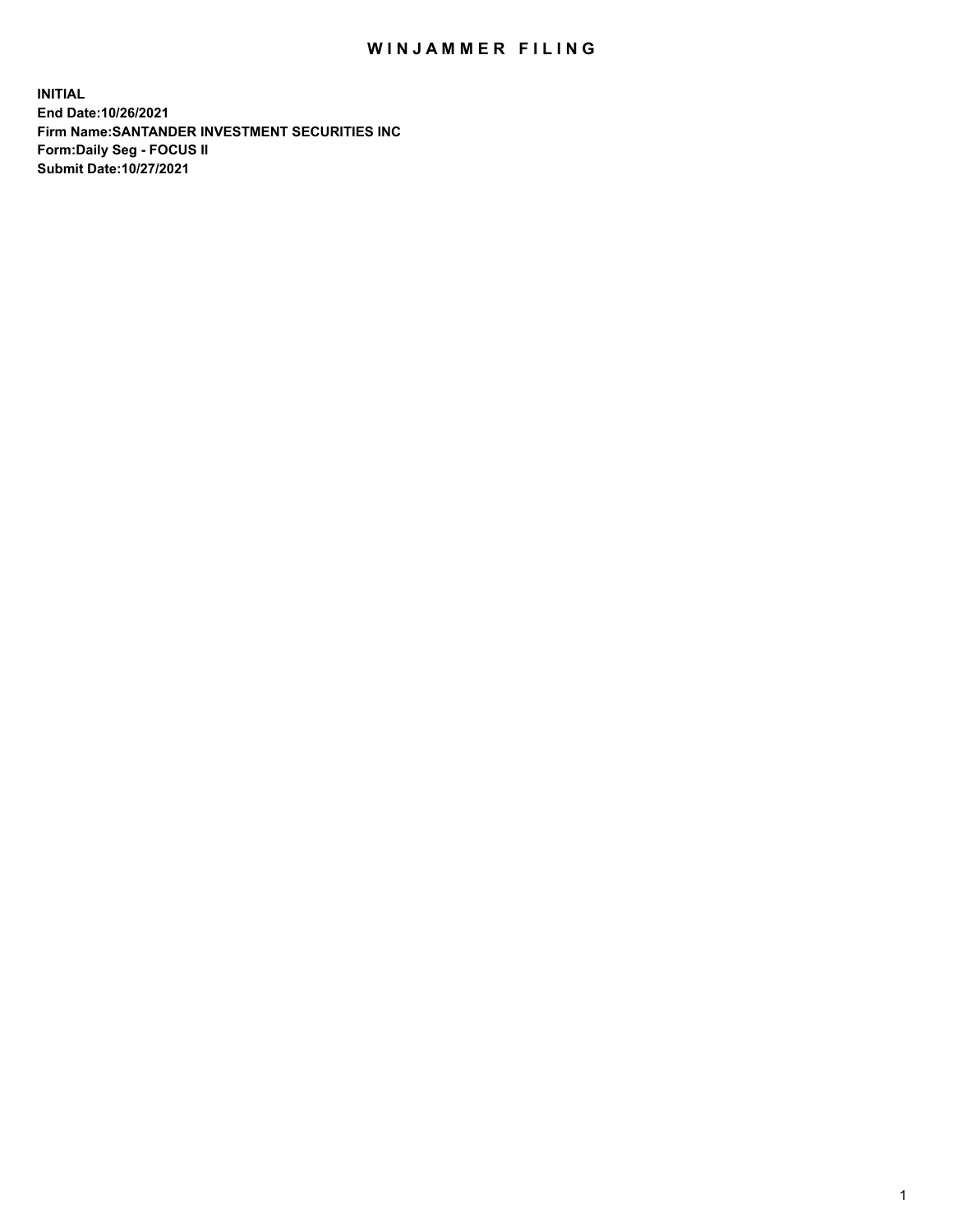# WINJAMMER FILING

**INITIAL**
**End Date:10/26/2021**
**Firm Name:SANTANDER INVESTMENT SECURITIES INC**
**Form:Daily Seg - FOCUS II**
**Submit Date:10/27/2021**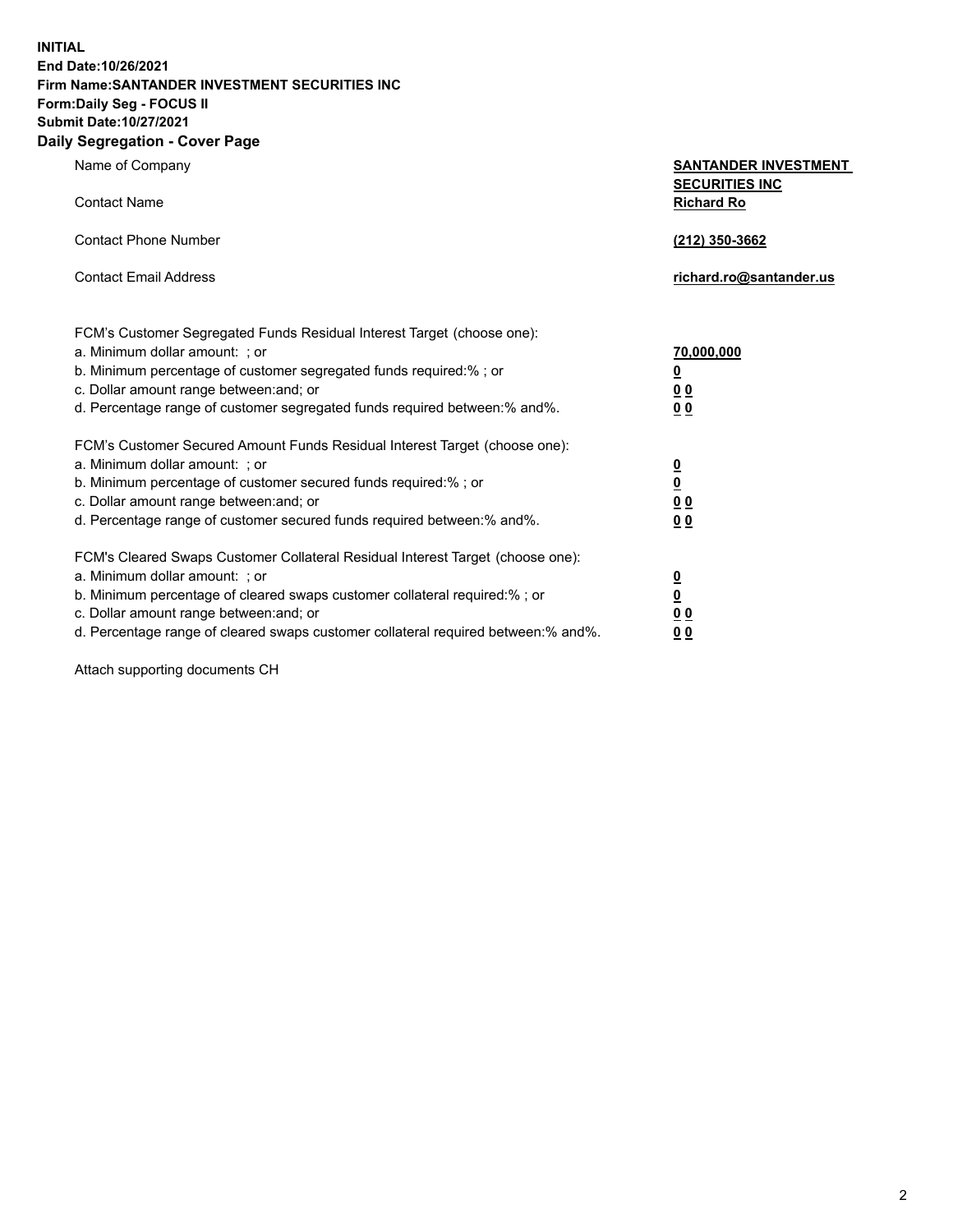**INITIAL**
**End Date:10/26/2021**
**Firm Name:SANTANDER INVESTMENT SECURITIES INC**
**Form:Daily Seg - FOCUS II**
**Submit Date:10/27/2021**

## Daily Segregation - Cover Page

| | |
|---|---|
| Name of Company | **SANTANDER INVESTMENT SECURITIES INC** |
| Contact Name | **Richard Ro** |
| Contact Phone Number | **(212) 350-3662** |
| Contact Email Address | **richard.ro@santander.us** |

| | |
|---|---|
| FCM's Customer Segregated Funds Residual Interest Target (choose one): | |
| a. Minimum dollar amount: ; or | **70,000,000** |
| b. Minimum percentage of customer segregated funds required:% ; or | **0** |
| c. Dollar amount range between:and; or | **0 0** |
| d. Percentage range of customer segregated funds required between:% and%. | **0 0** |
| FCM's Customer Secured Amount Funds Residual Interest Target (choose one): | |
| a. Minimum dollar amount: ; or | **0** |
| b. Minimum percentage of customer secured funds required:% ; or | **0** |
| c. Dollar amount range between:and; or | **0 0** |
| d. Percentage range of customer secured funds required between:% and%. | **0 0** |
| FCM's Cleared Swaps Customer Collateral Residual Interest Target (choose one): | |
| a. Minimum dollar amount: ; or | **0** |
| b. Minimum percentage of cleared swaps customer collateral required:% ; or | **0** |
| c. Dollar amount range between:and; or | **0 0** |
| d. Percentage range of cleared swaps customer collateral required between:% and%. | **0 0** |

Attach supporting documents CH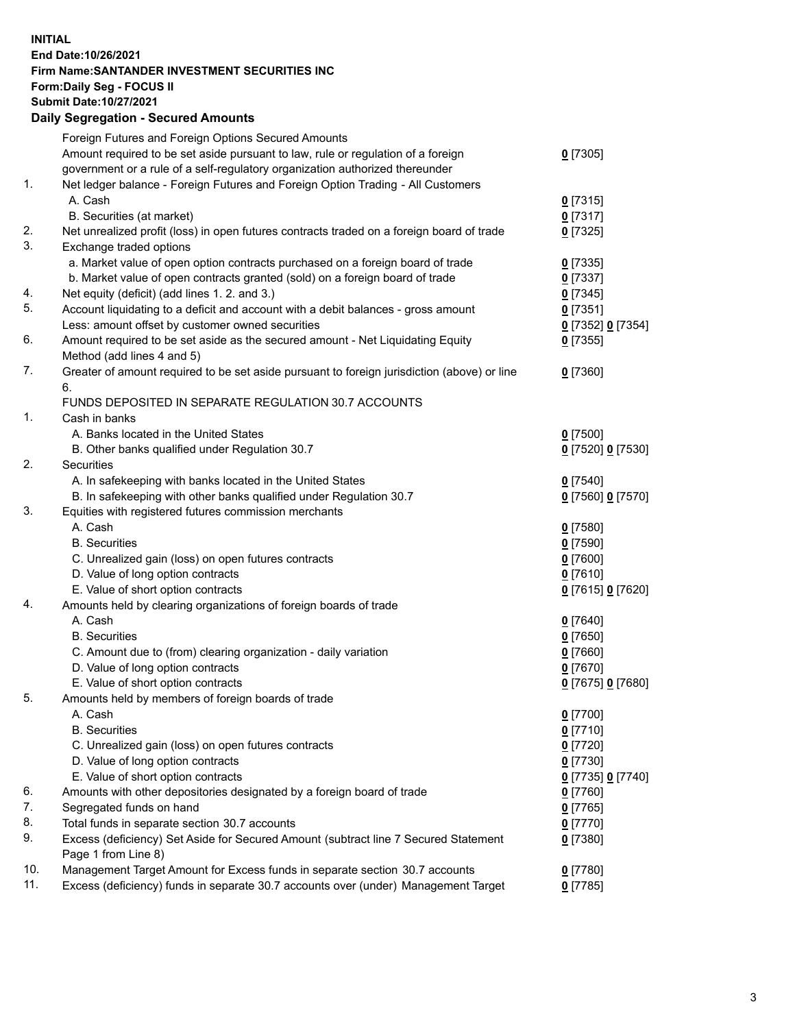**INITIAL**
**End Date:10/26/2021**
**Firm Name:SANTANDER INVESTMENT SECURITIES INC**
**Form:Daily Seg - FOCUS II**
**Submit Date:10/27/2021**

## Daily Segregation - Secured Amounts

| | | |
|---|---|---|
| | Foreign Futures and Foreign Options Secured Amounts | |
| | Amount required to be set aside pursuant to law, rule or regulation of a foreign government or a rule of a self-regulatory organization authorized thereunder | 0 [7305] |
| 1. | Net ledger balance - Foreign Futures and Foreign Option Trading - All Customers | |
| | A. Cash | 0 [7315] |
| | B. Securities (at market) | 0 [7317] |
| 2. | Net unrealized profit (loss) in open futures contracts traded on a foreign board of trade | 0 [7325] |
| 3. | Exchange traded options | |
| | a. Market value of open option contracts purchased on a foreign board of trade | 0 [7335] |
| | b. Market value of open contracts granted (sold) on a foreign board of trade | 0 [7337] |
| 4. | Net equity (deficit) (add lines 1. 2. and 3.) | 0 [7345] |
| 5. | Account liquidating to a deficit and account with a debit balances - gross amount | 0 [7351] |
| | Less: amount offset by customer owned securities | 0 [7352] 0 [7354] |
| 6. | Amount required to be set aside as the secured amount - Net Liquidating Equity Method (add lines 4 and 5) | 0 [7355] |
| 7. | Greater of amount required to be set aside pursuant to foreign jurisdiction (above) or line 6. | 0 [7360] |
| | FUNDS DEPOSITED IN SEPARATE REGULATION 30.7 ACCOUNTS | |
| 1. | Cash in banks | |
| | A. Banks located in the United States | 0 [7500] |
| | B. Other banks qualified under Regulation 30.7 | 0 [7520] 0 [7530] |
| 2. | Securities | |
| | A. In safekeeping with banks located in the United States | 0 [7540] |
| | B. In safekeeping with other banks qualified under Regulation 30.7 | 0 [7560] 0 [7570] |
| 3. | Equities with registered futures commission merchants | |
| | A. Cash | 0 [7580] |
| | B. Securities | 0 [7590] |
| | C. Unrealized gain (loss) on open futures contracts | 0 [7600] |
| | D. Value of long option contracts | 0 [7610] |
| | E. Value of short option contracts | 0 [7615] 0 [7620] |
| 4. | Amounts held by clearing organizations of foreign boards of trade | |
| | A. Cash | 0 [7640] |
| | B. Securities | 0 [7650] |
| | C. Amount due to (from) clearing organization - daily variation | 0 [7660] |
| | D. Value of long option contracts | 0 [7670] |
| | E. Value of short option contracts | 0 [7675] 0 [7680] |
| 5. | Amounts held by members of foreign boards of trade | |
| | A. Cash | 0 [7700] |
| | B. Securities | 0 [7710] |
| | C. Unrealized gain (loss) on open futures contracts | 0 [7720] |
| | D. Value of long option contracts | 0 [7730] |
| | E. Value of short option contracts | 0 [7735] 0 [7740] |
| 6. | Amounts with other depositories designated by a foreign board of trade | 0 [7760] |
| 7. | Segregated funds on hand | 0 [7765] |
| 8. | Total funds in separate section 30.7 accounts | 0 [7770] |
| 9. | Excess (deficiency) Set Aside for Secured Amount (subtract line 7 Secured Statement Page 1 from Line 8) | 0 [7380] |
| 10. | Management Target Amount for Excess funds in separate section 30.7 accounts | 0 [7780] |
| 11. | Excess (deficiency) funds in separate 30.7 accounts over (under) Management Target | 0 [7785] |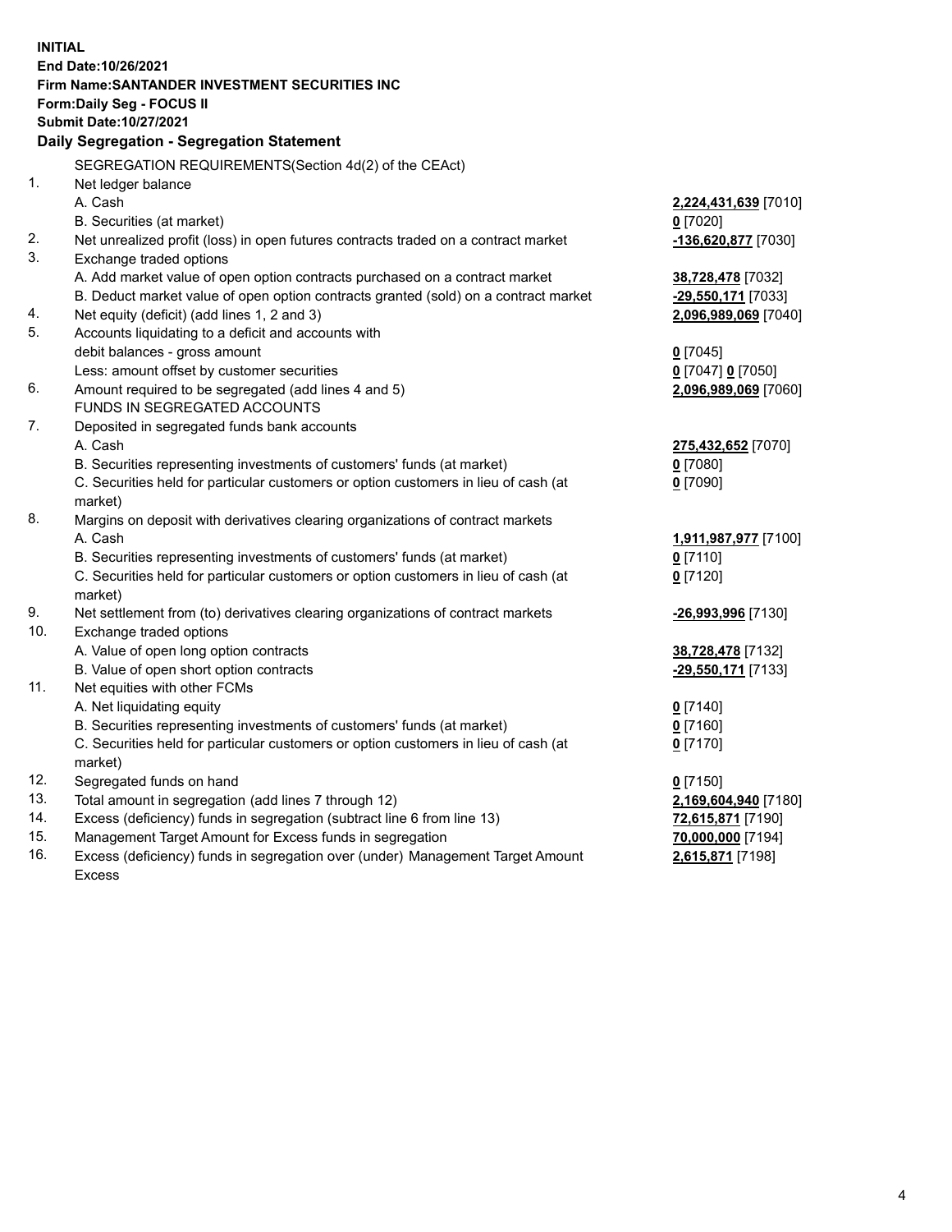**INITIAL**
**End Date:10/26/2021**
**Firm Name:SANTANDER INVESTMENT SECURITIES INC**
**Form:Daily Seg - FOCUS II**
**Submit Date:10/27/2021**

### Daily Segregation - Segregation Statement

SEGREGATION REQUIREMENTS(Section 4d(2) of the CEAct)

| | | |
|---|---|---|
| 1. | Net ledger balance | |
| | A. Cash | **2,224,431,639** [7010] |
| | B. Securities (at market) | **0** [7020] |
| 2. | Net unrealized profit (loss) in open futures contracts traded on a contract market | **-136,620,877** [7030] |
| 3. | Exchange traded options | |
| | A. Add market value of open option contracts purchased on a contract market | **38,728,478** [7032] |
| | B. Deduct market value of open option contracts granted (sold) on a contract market | **-29,550,171** [7033] |
| 4. | Net equity (deficit) (add lines 1, 2 and 3) | **2,096,989,069** [7040] |
| 5. | Accounts liquidating to a deficit and accounts with | |
| | debit balances - gross amount | **0** [7045] |
| | Less: amount offset by customer securities | **0** [7047] **0** [7050] |
| 6. | Amount required to be segregated (add lines 4 and 5) | **2,096,989,069** [7060] |
| | FUNDS IN SEGREGATED ACCOUNTS | |
| 7. | Deposited in segregated funds bank accounts | |
| | A. Cash | **275,432,652** [7070] |
| | B. Securities representing investments of customers' funds (at market) | **0** [7080] |
| | C. Securities held for particular customers or option customers in lieu of cash (at market) | **0** [7090] |
| 8. | Margins on deposit with derivatives clearing organizations of contract markets | |
| | A. Cash | **1,911,987,977** [7100] |
| | B. Securities representing investments of customers' funds (at market) | **0** [7110] |
| | C. Securities held for particular customers or option customers in lieu of cash (at market) | **0** [7120] |
| 9. | Net settlement from (to) derivatives clearing organizations of contract markets | **-26,993,996** [7130] |
| 10. | Exchange traded options | |
| | A. Value of open long option contracts | **38,728,478** [7132] |
| | B. Value of open short option contracts | **-29,550,171** [7133] |
| 11. | Net equities with other FCMs | |
| | A. Net liquidating equity | **0** [7140] |
| | B. Securities representing investments of customers' funds (at market) | **0** [7160] |
| | C. Securities held for particular customers or option customers in lieu of cash (at market) | **0** [7170] |
| 12. | Segregated funds on hand | **0** [7150] |
| 13. | Total amount in segregation (add lines 7 through 12) | **2,169,604,940** [7180] |
| 14. | Excess (deficiency) funds in segregation (subtract line 6 from line 13) | **72,615,871** [7190] |
| 15. | Management Target Amount for Excess funds in segregation | **70,000,000** [7194] |
| 16. | Excess (deficiency) funds in segregation over (under) Management Target Amount Excess | **2,615,871** [7198] |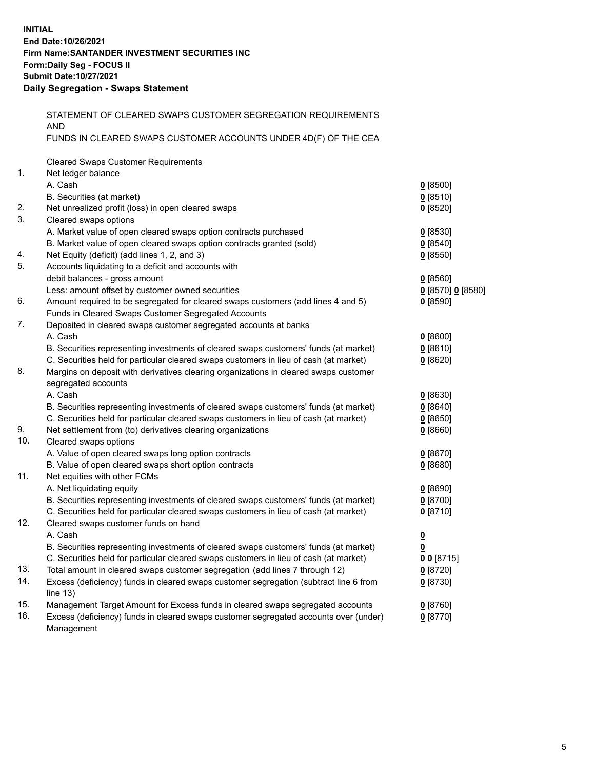**INITIAL**
**End Date:10/26/2021**
**Firm Name:SANTANDER INVESTMENT SECURITIES INC**
**Form:Daily Seg - FOCUS II**
**Submit Date:10/27/2021**
**Daily Segregation - Swaps Statement**

STATEMENT OF CLEARED SWAPS CUSTOMER SEGREGATION REQUIREMENTS AND FUNDS IN CLEARED SWAPS CUSTOMER ACCOUNTS UNDER 4D(F) OF THE CEA

| | | |
|---|---|---|
| | Cleared Swaps Customer Requirements | |
| 1. | Net ledger balance | |
| | A. Cash | 0 [8500] |
| | B. Securities (at market) | 0 [8510] |
| 2. | Net unrealized profit (loss) in open cleared swaps | 0 [8520] |
| 3. | Cleared swaps options | |
| | A. Market value of open cleared swaps option contracts purchased | 0 [8530] |
| | B. Market value of open cleared swaps option contracts granted (sold) | 0 [8540] |
| 4. | Net Equity (deficit) (add lines 1, 2, and 3) | 0 [8550] |
| 5. | Accounts liquidating to a deficit and accounts with debit balances - gross amount | 0 [8560] |
| | Less: amount offset by customer owned securities | 0 [8570] 0 [8580] |
| 6. | Amount required to be segregated for cleared swaps customers (add lines 4 and 5) | 0 [8590] |
| | Funds in Cleared Swaps Customer Segregated Accounts | |
| 7. | Deposited in cleared swaps customer segregated accounts at banks | |
| | A. Cash | 0 [8600] |
| | B. Securities representing investments of cleared swaps customers' funds (at market) | 0 [8610] |
| | C. Securities held for particular cleared swaps customers in lieu of cash (at market) | 0 [8620] |
| 8. | Margins on deposit with derivatives clearing organizations in cleared swaps customer segregated accounts | |
| | A. Cash | 0 [8630] |
| | B. Securities representing investments of cleared swaps customers' funds (at market) | 0 [8640] |
| | C. Securities held for particular cleared swaps customers in lieu of cash (at market) | 0 [8650] |
| 9. | Net settlement from (to) derivatives clearing organizations | 0 [8660] |
| 10. | Cleared swaps options | |
| | A. Value of open cleared swaps long option contracts | 0 [8670] |
| | B. Value of open cleared swaps short option contracts | 0 [8680] |
| 11. | Net equities with other FCMs | |
| | A. Net liquidating equity | 0 [8690] |
| | B. Securities representing investments of cleared swaps customers' funds (at market) | 0 [8700] |
| | C. Securities held for particular cleared swaps customers in lieu of cash (at market) | 0 [8710] |
| 12. | Cleared swaps customer funds on hand | |
| | A. Cash | 0 |
| | B. Securities representing investments of cleared swaps customers' funds (at market) | 0 |
| | C. Securities held for particular cleared swaps customers in lieu of cash (at market) | 0 0 [8715] |
| 13. | Total amount in cleared swaps customer segregation (add lines 7 through 12) | 0 [8720] |
| 14. | Excess (deficiency) funds in cleared swaps customer segregation (subtract line 6 from line 13) | 0 [8730] |
| 15. | Management Target Amount for Excess funds in cleared swaps segregated accounts | 0 [8760] |
| 16. | Excess (deficiency) funds in cleared swaps customer segregated accounts over (under) Management | 0 [8770] |